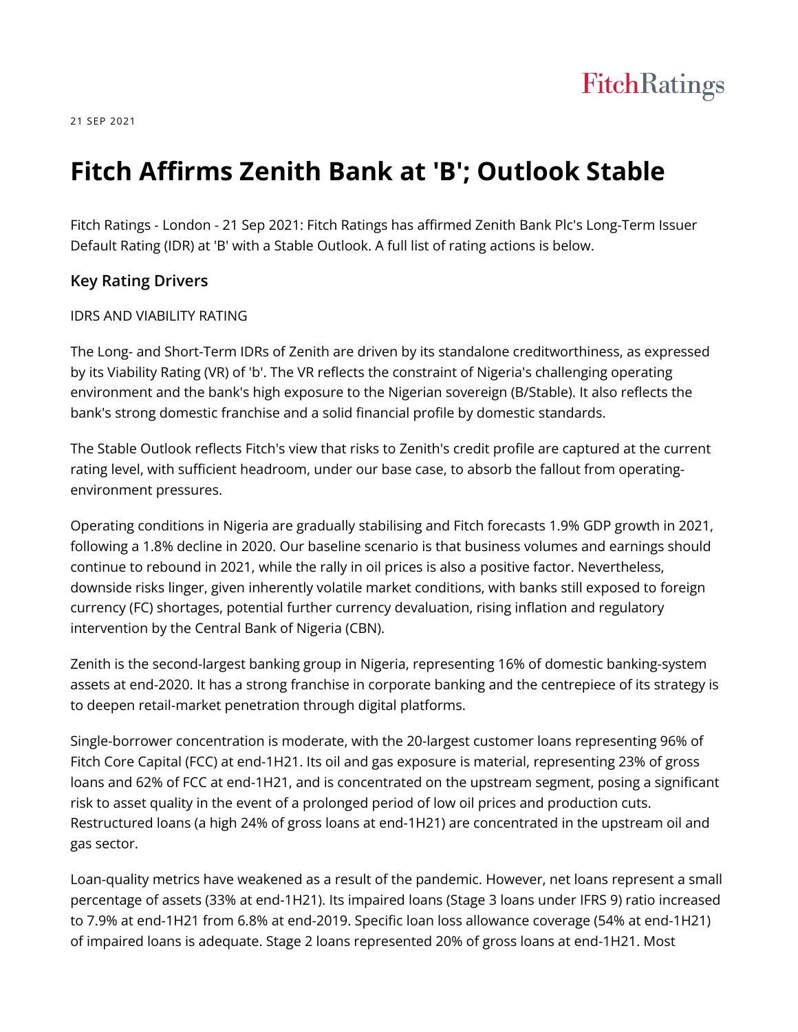FitchRatings

21 SEP 2021

# Fitch Affirms Zenith Bank at 'B'; Outlook Stable

Fitch Ratings - London - 21 Sep 2021: Fitch Ratings has affirmed Zenith Bank Plc's Long-Term Issuer Default Rating (IDR) at 'B' with a Stable Outlook. A full list of rating actions is below.

## Key Rating Drivers

IDRS AND VIABILITY RATING

The Long- and Short-Term IDRs of Zenith are driven by its standalone creditworthiness, as expressed by its Viability Rating (VR) of 'b'. The VR reflects the constraint of Nigeria's challenging operating environment and the bank's high exposure to the Nigerian sovereign (B/Stable). It also reflects the bank's strong domestic franchise and a solid financial profile by domestic standards.

The Stable Outlook reflects Fitch's view that risks to Zenith's credit profile are captured at the current rating level, with sufficient headroom, under our base case, to absorb the fallout from operating-environment pressures.

Operating conditions in Nigeria are gradually stabilising and Fitch forecasts 1.9% GDP growth in 2021, following a 1.8% decline in 2020. Our baseline scenario is that business volumes and earnings should continue to rebound in 2021, while the rally in oil prices is also a positive factor. Nevertheless, downside risks linger, given inherently volatile market conditions, with banks still exposed to foreign currency (FC) shortages, potential further currency devaluation, rising inflation and regulatory intervention by the Central Bank of Nigeria (CBN).

Zenith is the second-largest banking group in Nigeria, representing 16% of domestic banking-system assets at end-2020. It has a strong franchise in corporate banking and the centrepiece of its strategy is to deepen retail-market penetration through digital platforms.

Single-borrower concentration is moderate, with the 20-largest customer loans representing 96% of Fitch Core Capital (FCC) at end-1H21. Its oil and gas exposure is material, representing 23% of gross loans and 62% of FCC at end-1H21, and is concentrated on the upstream segment, posing a significant risk to asset quality in the event of a prolonged period of low oil prices and production cuts. Restructured loans (a high 24% of gross loans at end-1H21) are concentrated in the upstream oil and gas sector.

Loan-quality metrics have weakened as a result of the pandemic. However, net loans represent a small percentage of assets (33% at end-1H21). Its impaired loans (Stage 3 loans under IFRS 9) ratio increased to 7.9% at end-1H21 from 6.8% at end-2019. Specific loan loss allowance coverage (54% at end-1H21) of impaired loans is adequate. Stage 2 loans represented 20% of gross loans at end-1H21. Most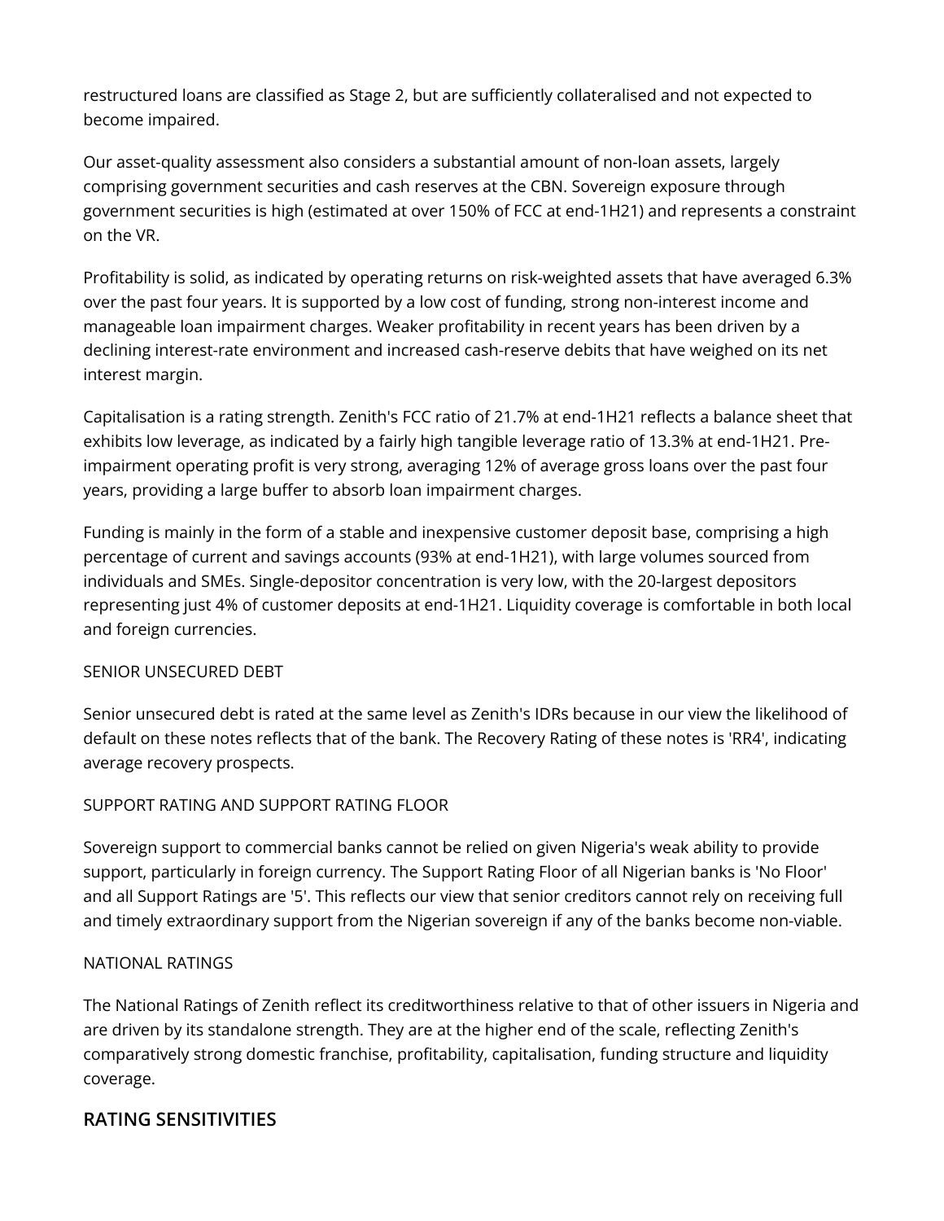restructured loans are classified as Stage 2, but are sufficiently collateralised and not expected to become impaired.

Our asset-quality assessment also considers a substantial amount of non-loan assets, largely comprising government securities and cash reserves at the CBN. Sovereign exposure through government securities is high (estimated at over 150% of FCC at end-1H21) and represents a constraint on the VR.

Profitability is solid, as indicated by operating returns on risk-weighted assets that have averaged 6.3% over the past four years. It is supported by a low cost of funding, strong non-interest income and manageable loan impairment charges. Weaker profitability in recent years has been driven by a declining interest-rate environment and increased cash-reserve debits that have weighed on its net interest margin.

Capitalisation is a rating strength. Zenith's FCC ratio of 21.7% at end-1H21 reflects a balance sheet that exhibits low leverage, as indicated by a fairly high tangible leverage ratio of 13.3% at end-1H21. Pre-impairment operating profit is very strong, averaging 12% of average gross loans over the past four years, providing a large buffer to absorb loan impairment charges.

Funding is mainly in the form of a stable and inexpensive customer deposit base, comprising a high percentage of current and savings accounts (93% at end-1H21), with large volumes sourced from individuals and SMEs. Single-depositor concentration is very low, with the 20-largest depositors representing just 4% of customer deposits at end-1H21. Liquidity coverage is comfortable in both local and foreign currencies.

SENIOR UNSECURED DEBT

Senior unsecured debt is rated at the same level as Zenith's IDRs because in our view the likelihood of default on these notes reflects that of the bank. The Recovery Rating of these notes is 'RR4', indicating average recovery prospects.

SUPPORT RATING AND SUPPORT RATING FLOOR

Sovereign support to commercial banks cannot be relied on given Nigeria's weak ability to provide support, particularly in foreign currency. The Support Rating Floor of all Nigerian banks is 'No Floor' and all Support Ratings are '5'. This reflects our view that senior creditors cannot rely on receiving full and timely extraordinary support from the Nigerian sovereign if any of the banks become non-viable.

NATIONAL RATINGS

The National Ratings of Zenith reflect its creditworthiness relative to that of other issuers in Nigeria and are driven by its standalone strength. They are at the higher end of the scale, reflecting Zenith's comparatively strong domestic franchise, profitability, capitalisation, funding structure and liquidity coverage.

## RATING SENSITIVITIES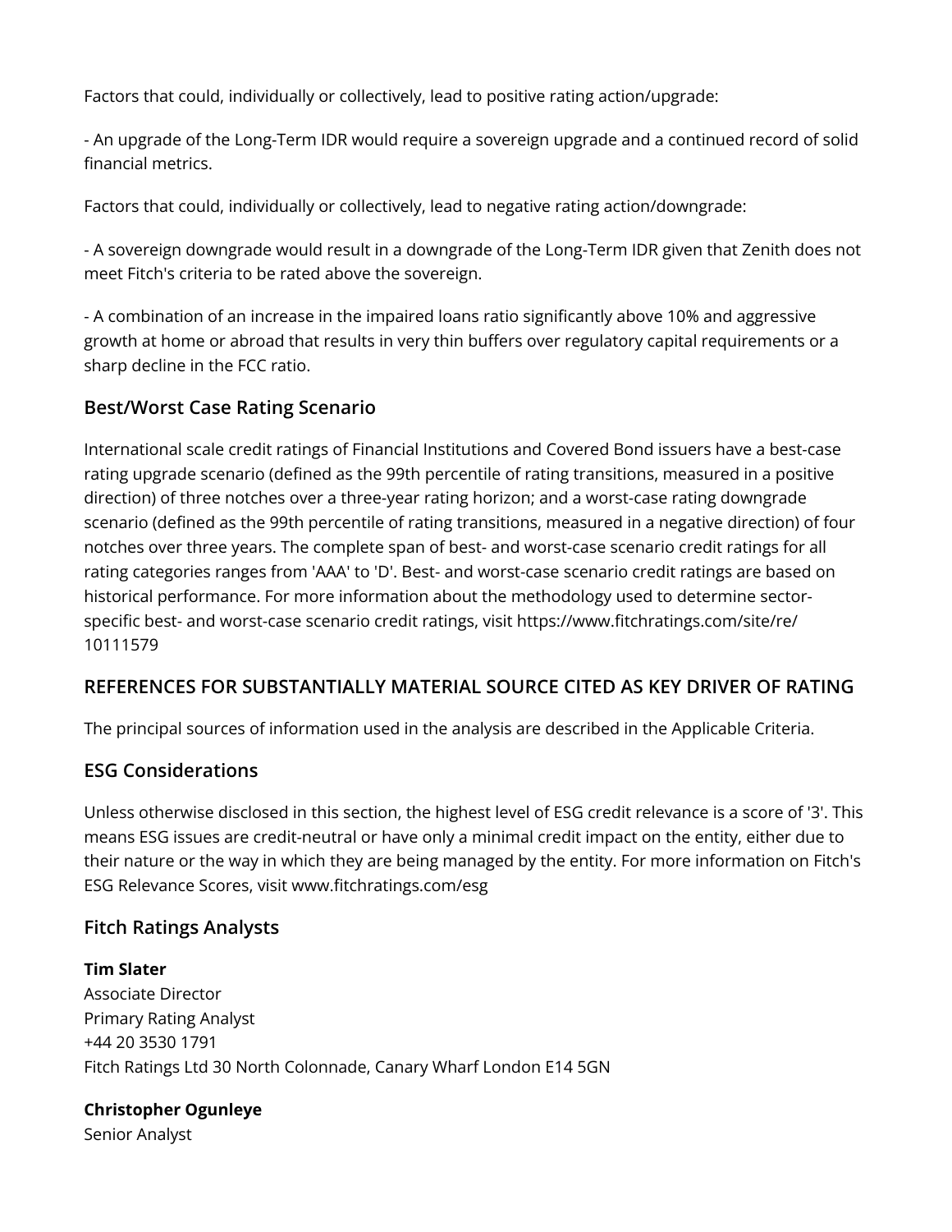Factors that could, individually or collectively, lead to positive rating action/upgrade:

- An upgrade of the Long-Term IDR would require a sovereign upgrade and a continued record of solid financial metrics.

Factors that could, individually or collectively, lead to negative rating action/downgrade:

- A sovereign downgrade would result in a downgrade of the Long-Term IDR given that Zenith does not meet Fitch's criteria to be rated above the sovereign.

- A combination of an increase in the impaired loans ratio significantly above 10% and aggressive growth at home or abroad that results in very thin buffers over regulatory capital requirements or a sharp decline in the FCC ratio.

## Best/Worst Case Rating Scenario

International scale credit ratings of Financial Institutions and Covered Bond issuers have a best-case rating upgrade scenario (defined as the 99th percentile of rating transitions, measured in a positive direction) of three notches over a three-year rating horizon; and a worst-case rating downgrade scenario (defined as the 99th percentile of rating transitions, measured in a negative direction) of four notches over three years. The complete span of best- and worst-case scenario credit ratings for all rating categories ranges from 'AAA' to 'D'. Best- and worst-case scenario credit ratings are based on historical performance. For more information about the methodology used to determine sector-specific best- and worst-case scenario credit ratings, visit https://www.fitchratings.com/site/re/10111579

## REFERENCES FOR SUBSTANTIALLY MATERIAL SOURCE CITED AS KEY DRIVER OF RATING

The principal sources of information used in the analysis are described in the Applicable Criteria.

## ESG Considerations

Unless otherwise disclosed in this section, the highest level of ESG credit relevance is a score of '3'. This means ESG issues are credit-neutral or have only a minimal credit impact on the entity, either due to their nature or the way in which they are being managed by the entity. For more information on Fitch's ESG Relevance Scores, visit www.fitchratings.com/esg

## Fitch Ratings Analysts

**Tim Slater**
Associate Director
Primary Rating Analyst
+44 20 3530 1791
Fitch Ratings Ltd 30 North Colonnade, Canary Wharf London E14 5GN

**Christopher Ogunleye**
Senior Analyst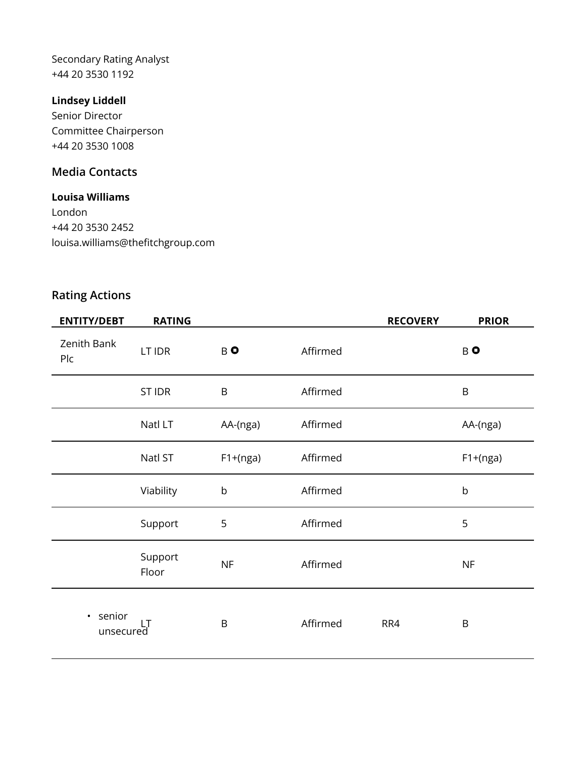Secondary Rating Analyst
+44 20 3530 1192

**Lindsey Liddell**
Senior Director
Committee Chairperson
+44 20 3530 1008

## Media Contacts

**Louisa Williams**
London
+44 20 3530 2452
louisa.williams@thefitchgroup.com

## Rating Actions

| ENTITY/DEBT | RATING | | | RECOVERY | PRIOR |
|---|---|---|---|---|---|
| Zenith Bank Plc | LT IDR | B ⊙ | Affirmed | | B ⊙ |
| | ST IDR | B | Affirmed | | B |
| | Natl LT | AA-(nga) | Affirmed | | AA-(nga) |
| | Natl ST | F1+(nga) | Affirmed | | F1+(nga) |
| | Viability | b | Affirmed | | b |
| | Support | 5 | Affirmed | | 5 |
| | Support Floor | NF | Affirmed | | NF |
| • senior unsecured | LT | B | Affirmed | RR4 | B |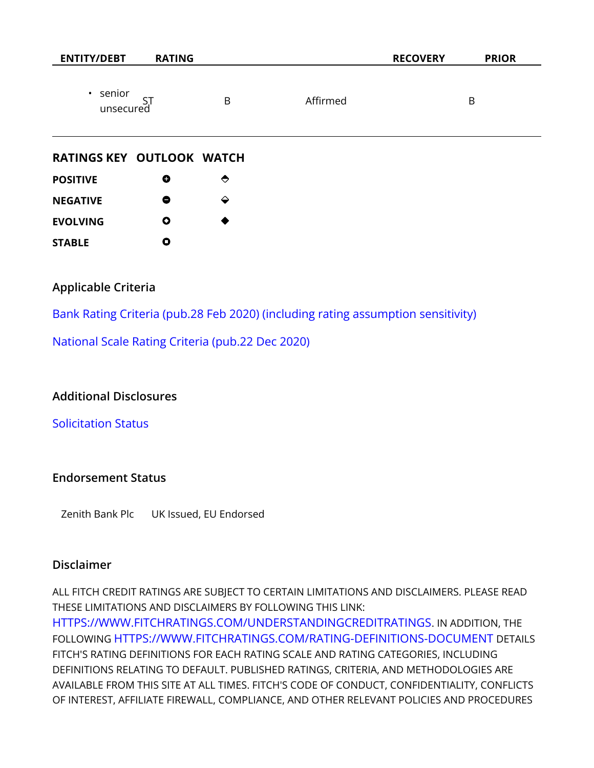| ENTITY/DEBT | RATING | | | RECOVERY | PRIOR |
|---|---|---|---|---|---|
| • senior unsecured | ST | B | Affirmed | | B |

| RATINGS KEY | OUTLOOK | WATCH |
|---|---|---|
| POSITIVE | ⊕ | ⬘ |
| NEGATIVE | ⊖ | ⬙ |
| EVOLVING | ⊙ | ◆ |
| STABLE | ⊙ | |

### Applicable Criteria

Bank Rating Criteria (pub.28 Feb 2020) (including rating assumption sensitivity)

National Scale Rating Criteria (pub.22 Dec 2020)

### Additional Disclosures

Solicitation Status

### Endorsement Status

| | |
|---|---|
| Zenith Bank Plc | UK Issued, EU Endorsed |

### Disclaimer

ALL FITCH CREDIT RATINGS ARE SUBJECT TO CERTAIN LIMITATIONS AND DISCLAIMERS. PLEASE READ THESE LIMITATIONS AND DISCLAIMERS BY FOLLOWING THIS LINK: HTTPS://WWW.FITCHRATINGS.COM/UNDERSTANDINGCREDITRATINGS. IN ADDITION, THE FOLLOWING HTTPS://WWW.FITCHRATINGS.COM/RATING-DEFINITIONS-DOCUMENT DETAILS FITCH'S RATING DEFINITIONS FOR EACH RATING SCALE AND RATING CATEGORIES, INCLUDING DEFINITIONS RELATING TO DEFAULT. PUBLISHED RATINGS, CRITERIA, AND METHODOLOGIES ARE AVAILABLE FROM THIS SITE AT ALL TIMES. FITCH'S CODE OF CONDUCT, CONFIDENTIALITY, CONFLICTS OF INTEREST, AFFILIATE FIREWALL, COMPLIANCE, AND OTHER RELEVANT POLICIES AND PROCEDURES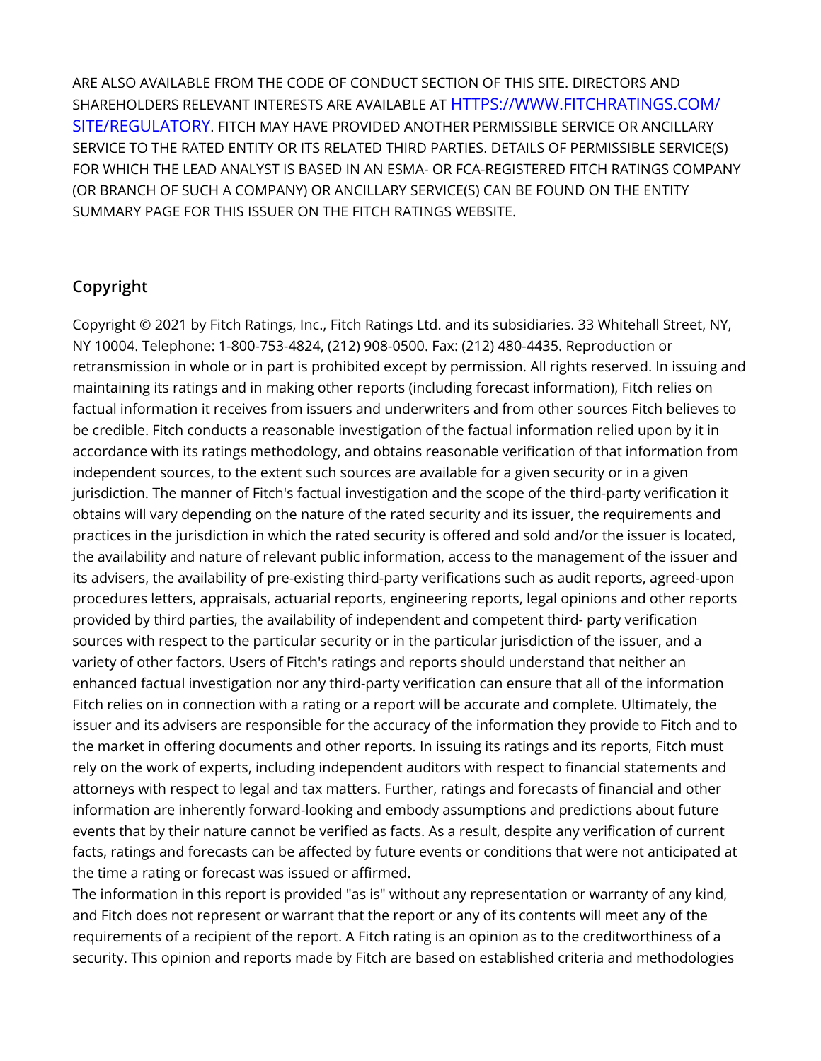ARE ALSO AVAILABLE FROM THE CODE OF CONDUCT SECTION OF THIS SITE. DIRECTORS AND SHAREHOLDERS RELEVANT INTERESTS ARE AVAILABLE AT HTTPS://WWW.FITCHRATINGS.COM/SITE/REGULATORY. FITCH MAY HAVE PROVIDED ANOTHER PERMISSIBLE SERVICE OR ANCILLARY SERVICE TO THE RATED ENTITY OR ITS RELATED THIRD PARTIES. DETAILS OF PERMISSIBLE SERVICE(S) FOR WHICH THE LEAD ANALYST IS BASED IN AN ESMA- OR FCA-REGISTERED FITCH RATINGS COMPANY (OR BRANCH OF SUCH A COMPANY) OR ANCILLARY SERVICE(S) CAN BE FOUND ON THE ENTITY SUMMARY PAGE FOR THIS ISSUER ON THE FITCH RATINGS WEBSITE.

## Copyright

Copyright © 2021 by Fitch Ratings, Inc., Fitch Ratings Ltd. and its subsidiaries. 33 Whitehall Street, NY, NY 10004. Telephone: 1-800-753-4824, (212) 908-0500. Fax: (212) 480-4435. Reproduction or retransmission in whole or in part is prohibited except by permission. All rights reserved. In issuing and maintaining its ratings and in making other reports (including forecast information), Fitch relies on factual information it receives from issuers and underwriters and from other sources Fitch believes to be credible. Fitch conducts a reasonable investigation of the factual information relied upon by it in accordance with its ratings methodology, and obtains reasonable verification of that information from independent sources, to the extent such sources are available for a given security or in a given jurisdiction. The manner of Fitch's factual investigation and the scope of the third-party verification it obtains will vary depending on the nature of the rated security and its issuer, the requirements and practices in the jurisdiction in which the rated security is offered and sold and/or the issuer is located, the availability and nature of relevant public information, access to the management of the issuer and its advisers, the availability of pre-existing third-party verifications such as audit reports, agreed-upon procedures letters, appraisals, actuarial reports, engineering reports, legal opinions and other reports provided by third parties, the availability of independent and competent third- party verification sources with respect to the particular security or in the particular jurisdiction of the issuer, and a variety of other factors. Users of Fitch's ratings and reports should understand that neither an enhanced factual investigation nor any third-party verification can ensure that all of the information Fitch relies on in connection with a rating or a report will be accurate and complete. Ultimately, the issuer and its advisers are responsible for the accuracy of the information they provide to Fitch and to the market in offering documents and other reports. In issuing its ratings and its reports, Fitch must rely on the work of experts, including independent auditors with respect to financial statements and attorneys with respect to legal and tax matters. Further, ratings and forecasts of financial and other information are inherently forward-looking and embody assumptions and predictions about future events that by their nature cannot be verified as facts. As a result, despite any verification of current facts, ratings and forecasts can be affected by future events or conditions that were not anticipated at the time a rating or forecast was issued or affirmed.

The information in this report is provided "as is" without any representation or warranty of any kind, and Fitch does not represent or warrant that the report or any of its contents will meet any of the requirements of a recipient of the report. A Fitch rating is an opinion as to the creditworthiness of a security. This opinion and reports made by Fitch are based on established criteria and methodologies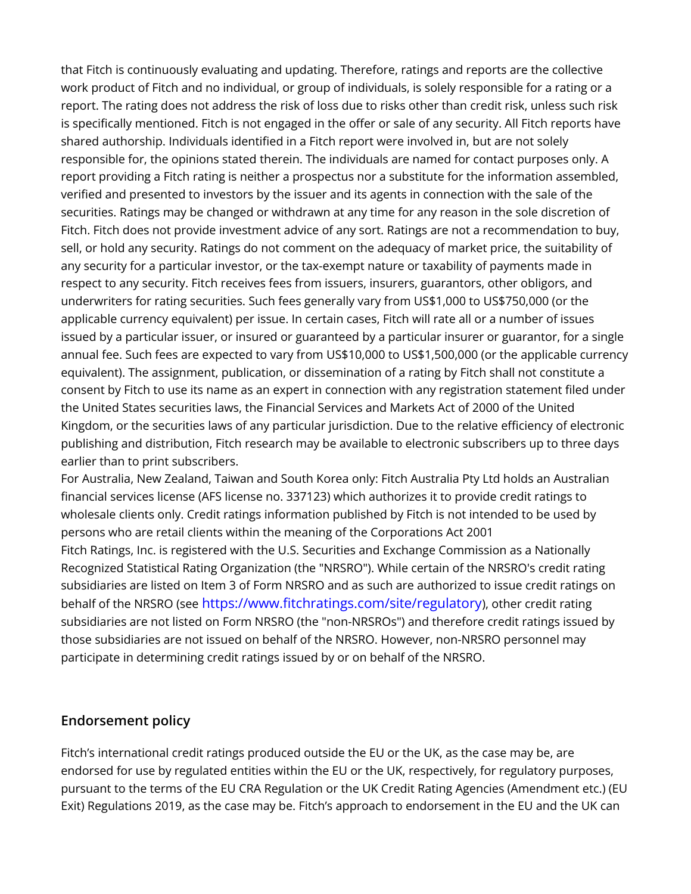that Fitch is continuously evaluating and updating. Therefore, ratings and reports are the collective work product of Fitch and no individual, or group of individuals, is solely responsible for a rating or a report. The rating does not address the risk of loss due to risks other than credit risk, unless such risk is specifically mentioned. Fitch is not engaged in the offer or sale of any security. All Fitch reports have shared authorship. Individuals identified in a Fitch report were involved in, but are not solely responsible for, the opinions stated therein. The individuals are named for contact purposes only. A report providing a Fitch rating is neither a prospectus nor a substitute for the information assembled, verified and presented to investors by the issuer and its agents in connection with the sale of the securities. Ratings may be changed or withdrawn at any time for any reason in the sole discretion of Fitch. Fitch does not provide investment advice of any sort. Ratings are not a recommendation to buy, sell, or hold any security. Ratings do not comment on the adequacy of market price, the suitability of any security for a particular investor, or the tax-exempt nature or taxability of payments made in respect to any security. Fitch receives fees from issuers, insurers, guarantors, other obligors, and underwriters for rating securities. Such fees generally vary from US$1,000 to US$750,000 (or the applicable currency equivalent) per issue. In certain cases, Fitch will rate all or a number of issues issued by a particular issuer, or insured or guaranteed by a particular insurer or guarantor, for a single annual fee. Such fees are expected to vary from US$10,000 to US$1,500,000 (or the applicable currency equivalent). The assignment, publication, or dissemination of a rating by Fitch shall not constitute a consent by Fitch to use its name as an expert in connection with any registration statement filed under the United States securities laws, the Financial Services and Markets Act of 2000 of the United Kingdom, or the securities laws of any particular jurisdiction. Due to the relative efficiency of electronic publishing and distribution, Fitch research may be available to electronic subscribers up to three days earlier than to print subscribers.

For Australia, New Zealand, Taiwan and South Korea only: Fitch Australia Pty Ltd holds an Australian financial services license (AFS license no. 337123) which authorizes it to provide credit ratings to wholesale clients only. Credit ratings information published by Fitch is not intended to be used by persons who are retail clients within the meaning of the Corporations Act 2001

Fitch Ratings, Inc. is registered with the U.S. Securities and Exchange Commission as a Nationally Recognized Statistical Rating Organization (the "NRSRO"). While certain of the NRSRO's credit rating subsidiaries are listed on Item 3 of Form NRSRO and as such are authorized to issue credit ratings on behalf of the NRSRO (see https://www.fitchratings.com/site/regulatory), other credit rating subsidiaries are not listed on Form NRSRO (the "non-NRSROs") and therefore credit ratings issued by those subsidiaries are not issued on behalf of the NRSRO. However, non-NRSRO personnel may participate in determining credit ratings issued by or on behalf of the NRSRO.

## Endorsement policy

Fitch's international credit ratings produced outside the EU or the UK, as the case may be, are endorsed for use by regulated entities within the EU or the UK, respectively, for regulatory purposes, pursuant to the terms of the EU CRA Regulation or the UK Credit Rating Agencies (Amendment etc.) (EU Exit) Regulations 2019, as the case may be. Fitch's approach to endorsement in the EU and the UK can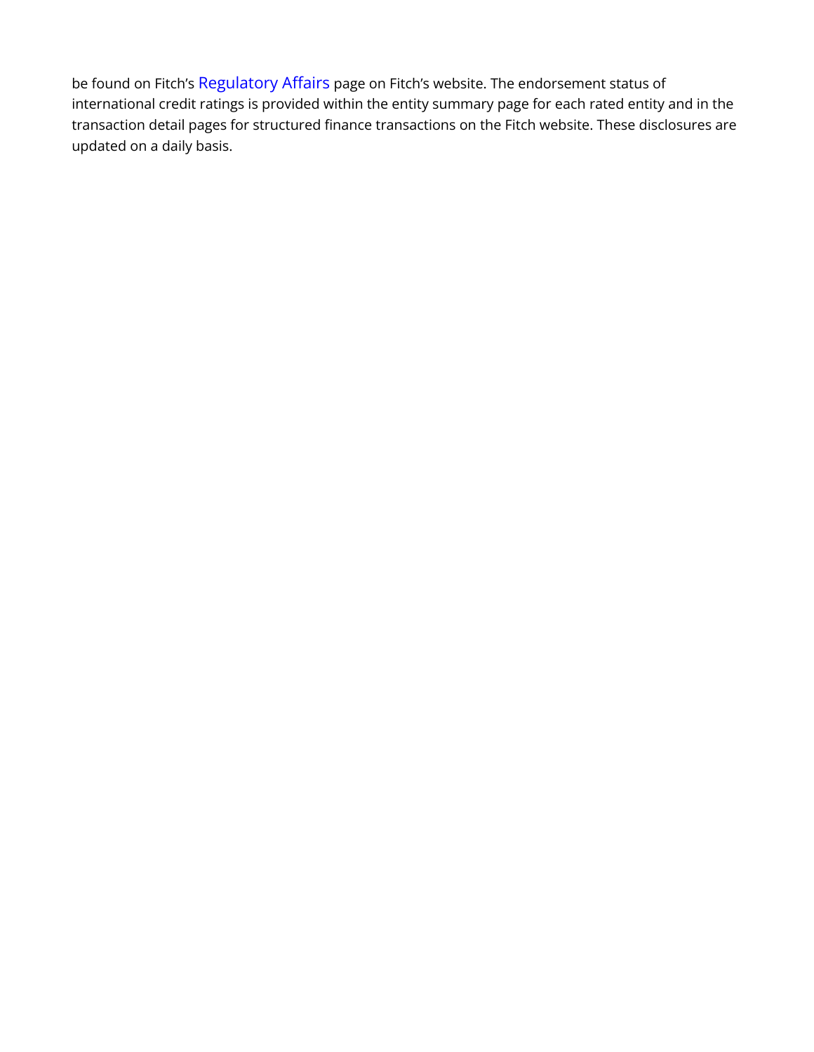be found on Fitch's Regulatory Affairs page on Fitch's website. The endorsement status of international credit ratings is provided within the entity summary page for each rated entity and in the transaction detail pages for structured finance transactions on the Fitch website. These disclosures are updated on a daily basis.